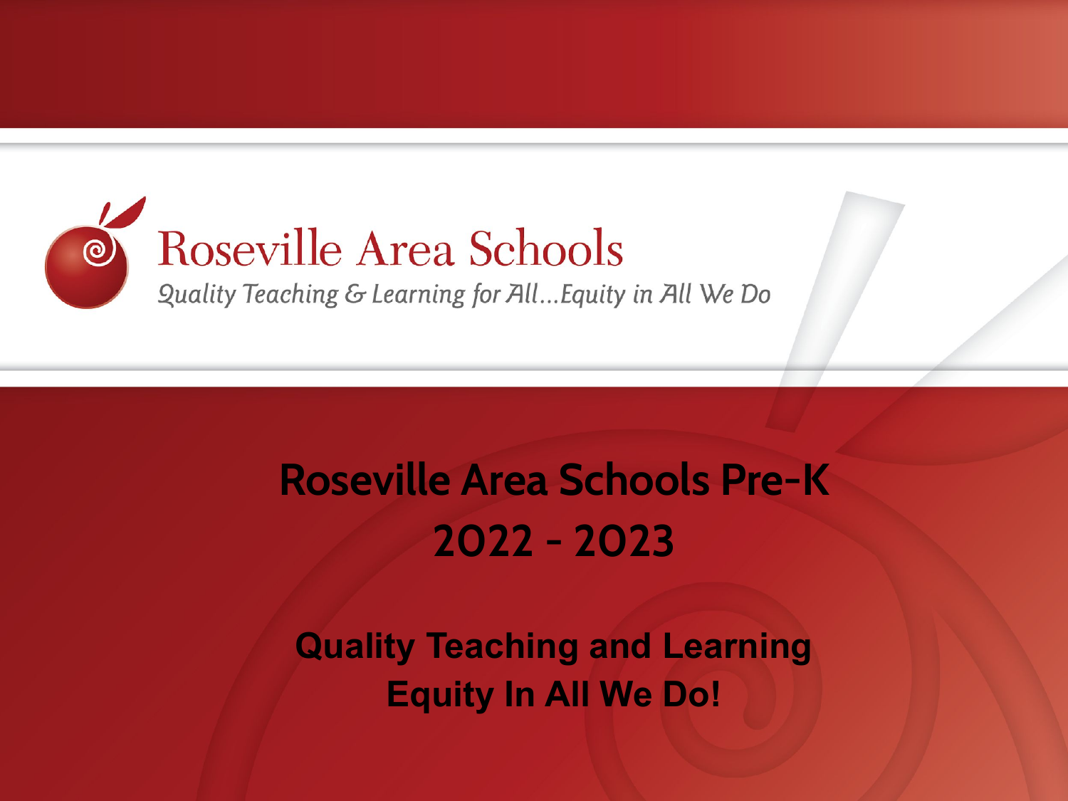Roseville Area Schools

*Quality Teaching & Learning for All…Equity in All We Do*

# Roseville Area Schools Pre-K
# 2022 - 2023

**Quality Teaching and Learning**
**Equity In All We Do!**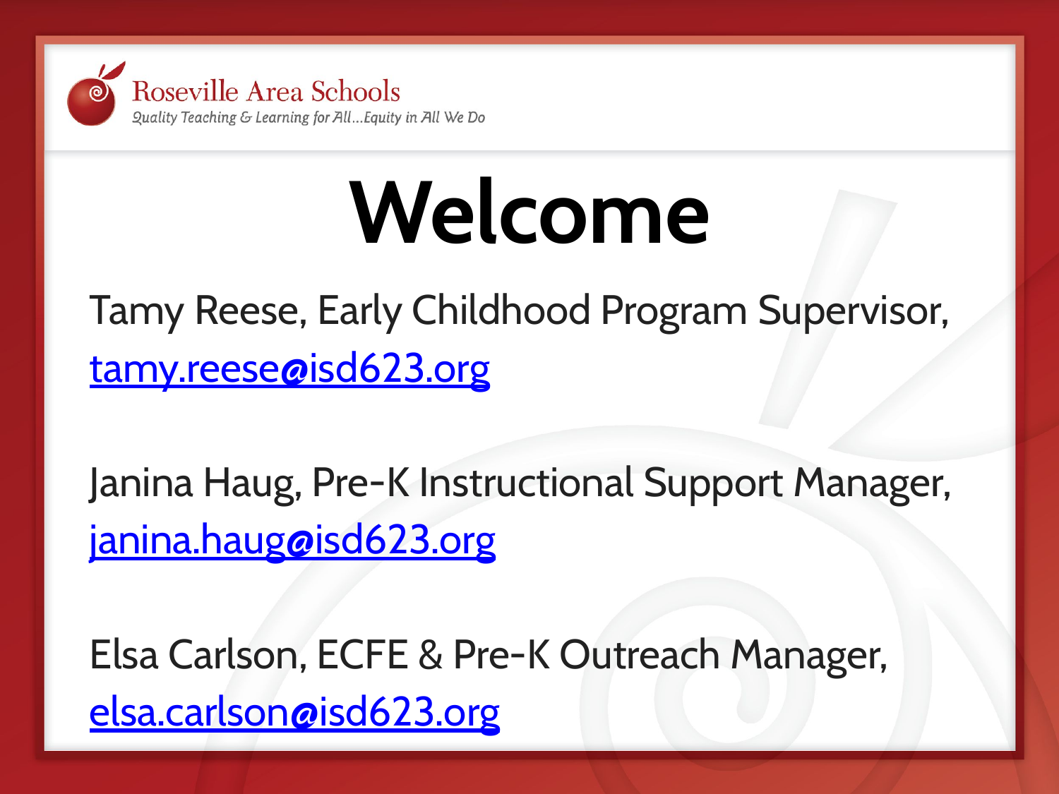Roseville Area Schools

*Quality Teaching & Learning for All...Equity in All We Do*

# Welcome

Tamy Reese, Early Childhood Program Supervisor, tamy.reese@isd623.org

Janina Haug, Pre-K Instructional Support Manager, janina.haug@isd623.org

Elsa Carlson, ECFE & Pre-K Outreach Manager, elsa.carlson@isd623.org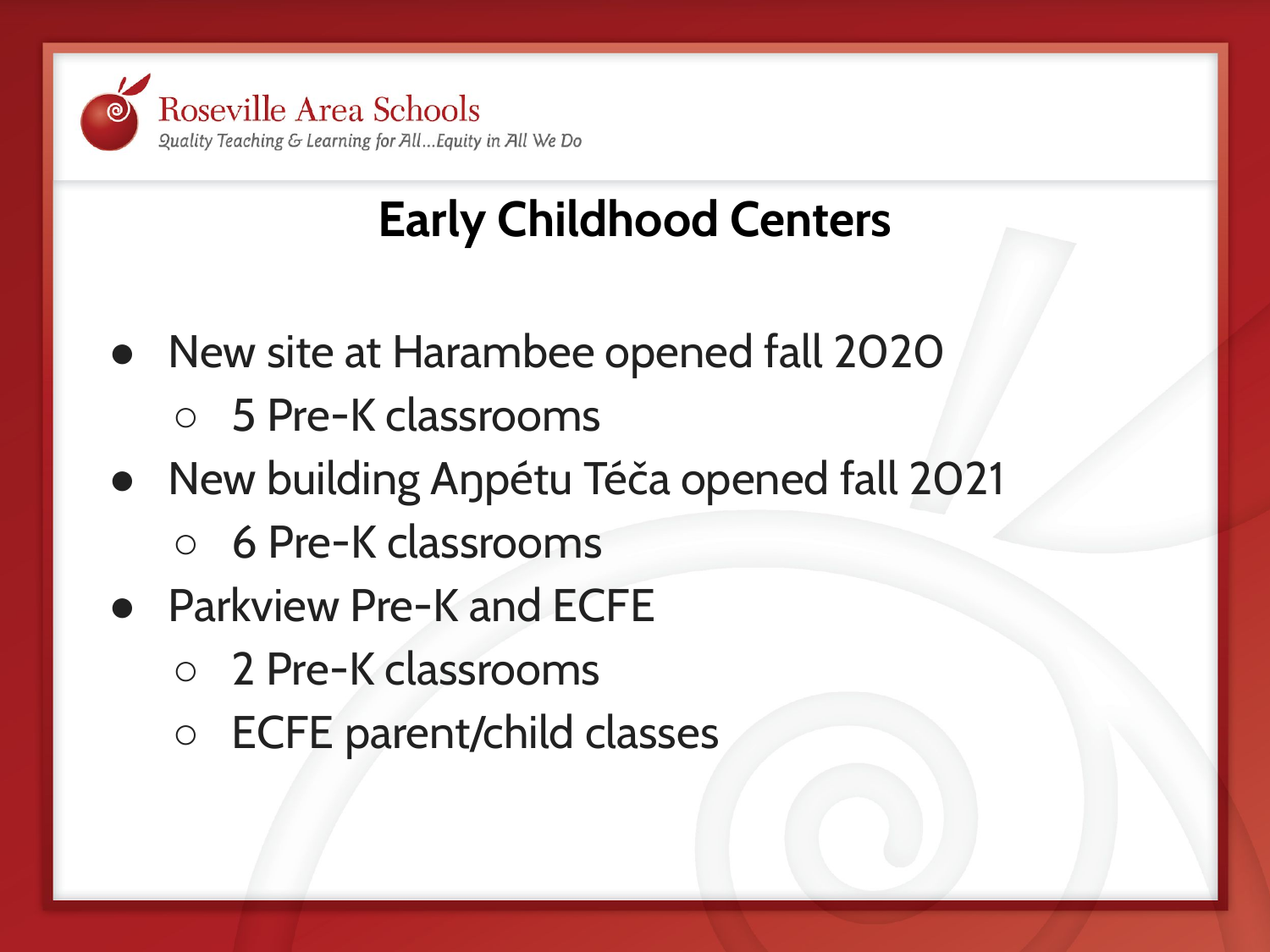Roseville Area Schools
*Quality Teaching & Learning for All...Equity in All We Do*

## Early Childhood Centers

- New site at Harambee opened fall 2020
  - 5 Pre-K classrooms
- New building Aŋpétu Téča opened fall 2021
  - 6 Pre-K classrooms
- Parkview Pre-K and ECFE
  - 2 Pre-K classrooms
  - ECFE parent/child classes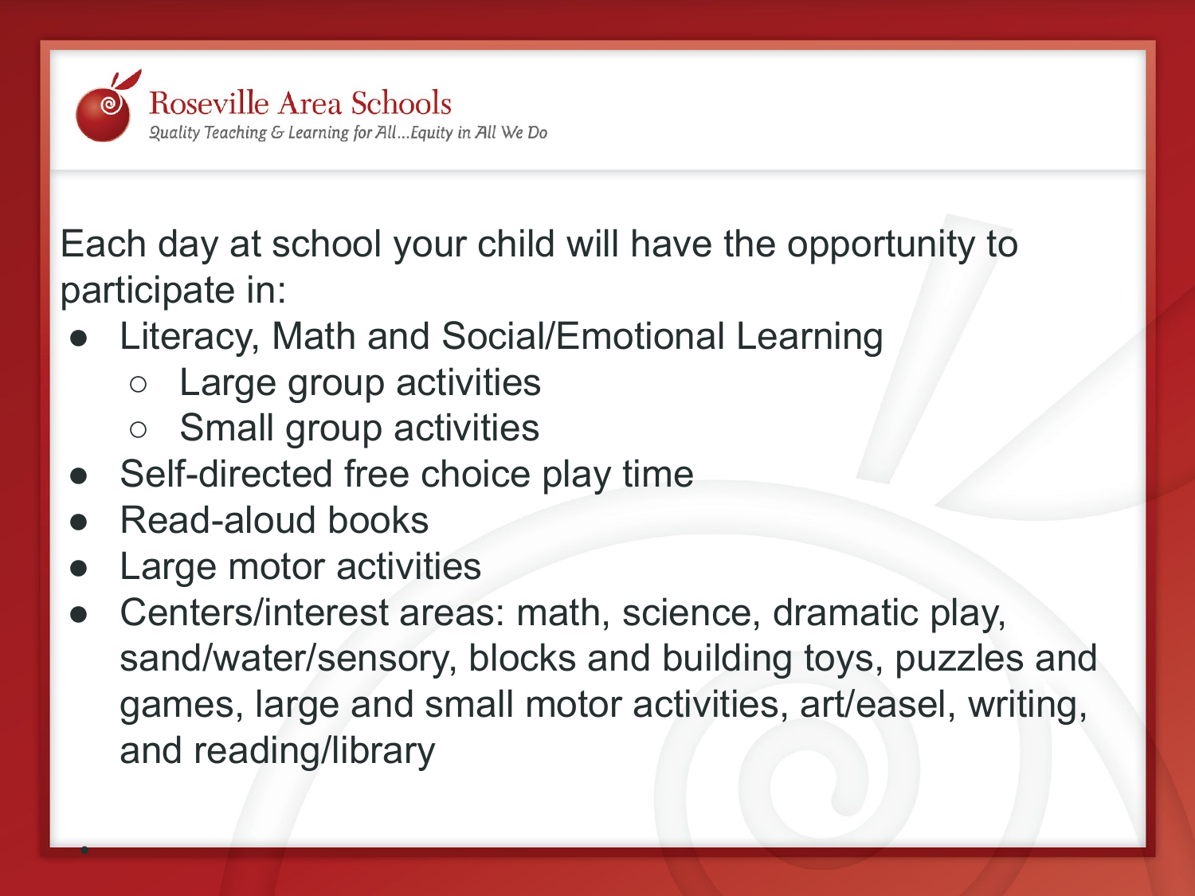Each day at school your child will have the opportunity to participate in:

- Literacy, Math and Social/Emotional Learning
  - Large group activities
  - Small group activities
- Self-directed free choice play time
- Read-aloud books
- Large motor activities
- Centers/interest areas: math, science, dramatic play, sand/water/sensory, blocks and building toys, puzzles and games, large and small motor activities, art/easel, writing, and reading/library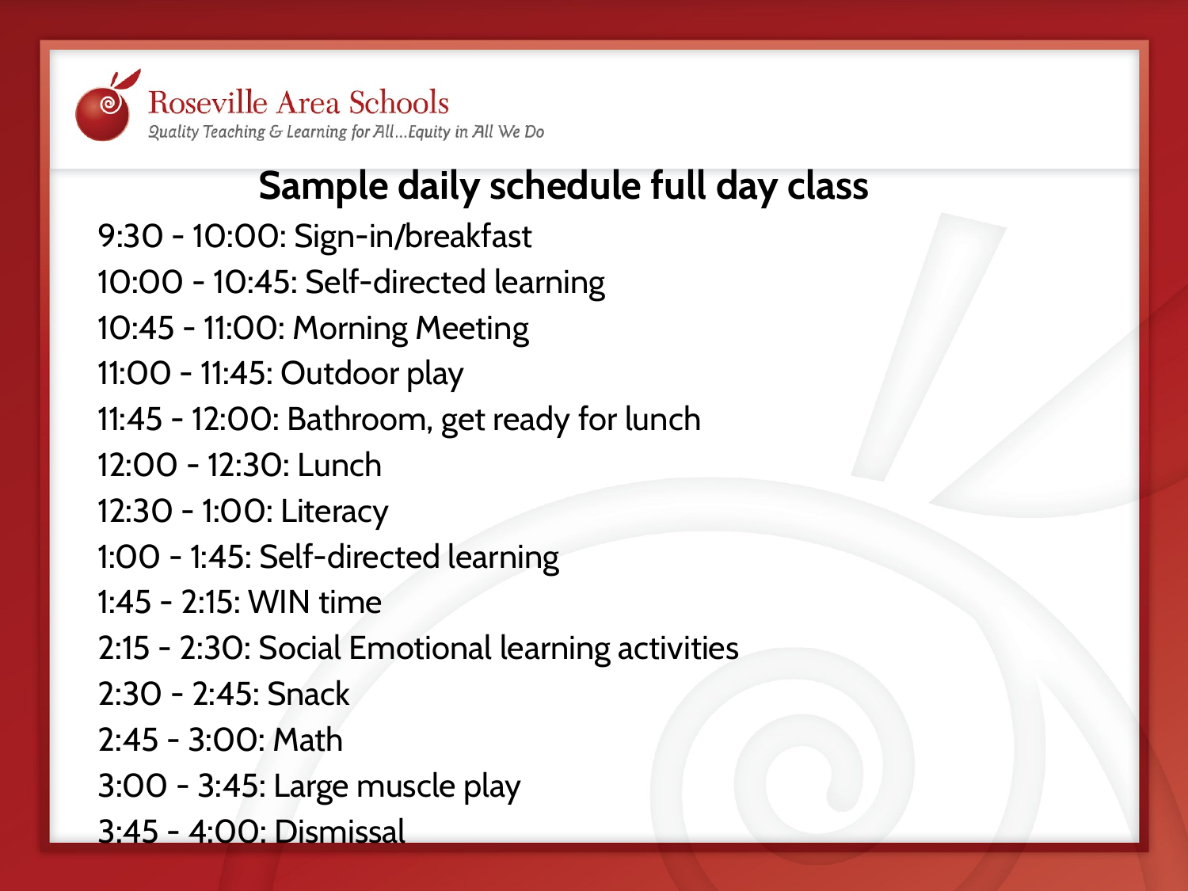Roseville Area Schools

*Quality Teaching & Learning for All…Equity in All We Do*

## Sample daily schedule full day class

9:30 - 10:00: Sign-in/breakfast
10:00 - 10:45: Self-directed learning
10:45 - 11:00: Morning Meeting
11:00 - 11:45: Outdoor play
11:45 - 12:00: Bathroom, get ready for lunch
12:00 - 12:30: Lunch
12:30 - 1:00: Literacy
1:00 - 1:45: Self-directed learning
1:45 - 2:15: WIN time
2:15 - 2:30: Social Emotional learning activities
2:30 - 2:45: Snack
2:45 - 3:00: Math
3:00 - 3:45: Large muscle play
3:45 - 4:00: Dismissal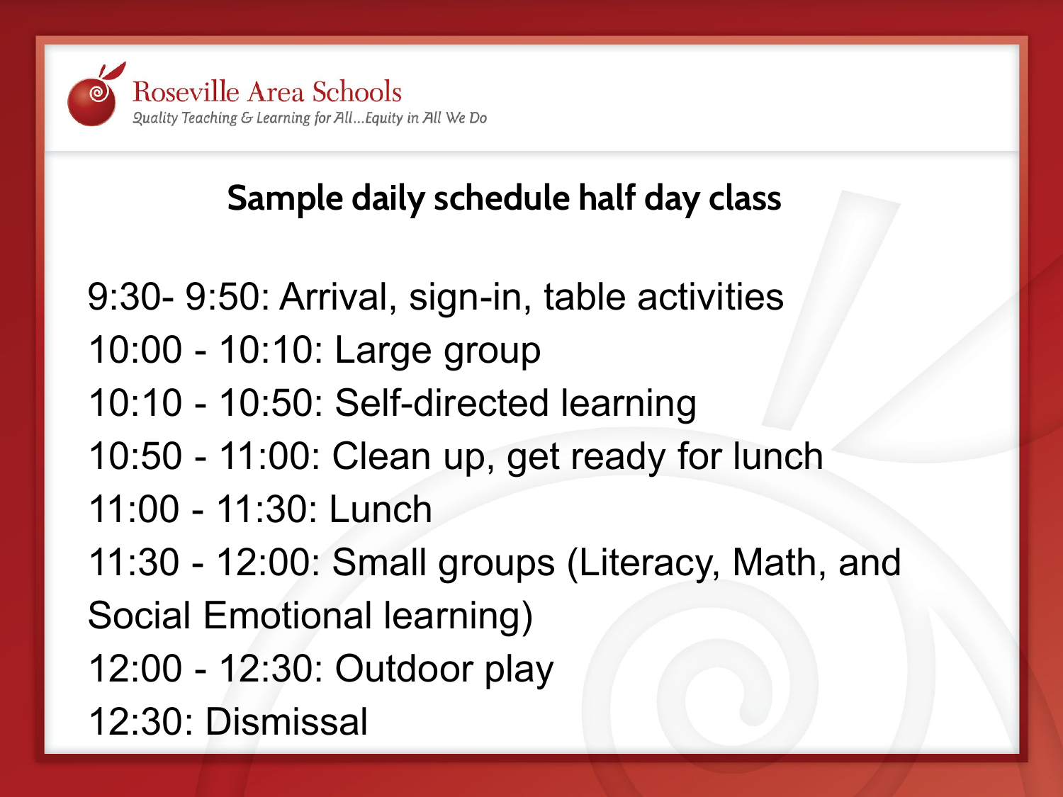Roseville Area Schools

*Quality Teaching & Learning for All...Equity in All We Do*

## Sample daily schedule half day class

9:30- 9:50: Arrival, sign-in, table activities
10:00 - 10:10: Large group
10:10 - 10:50: Self-directed learning
10:50 - 11:00: Clean up, get ready for lunch
11:00 - 11:30: Lunch
11:30 - 12:00: Small groups (Literacy, Math, and Social Emotional learning)
12:00 - 12:30: Outdoor play
12:30: Dismissal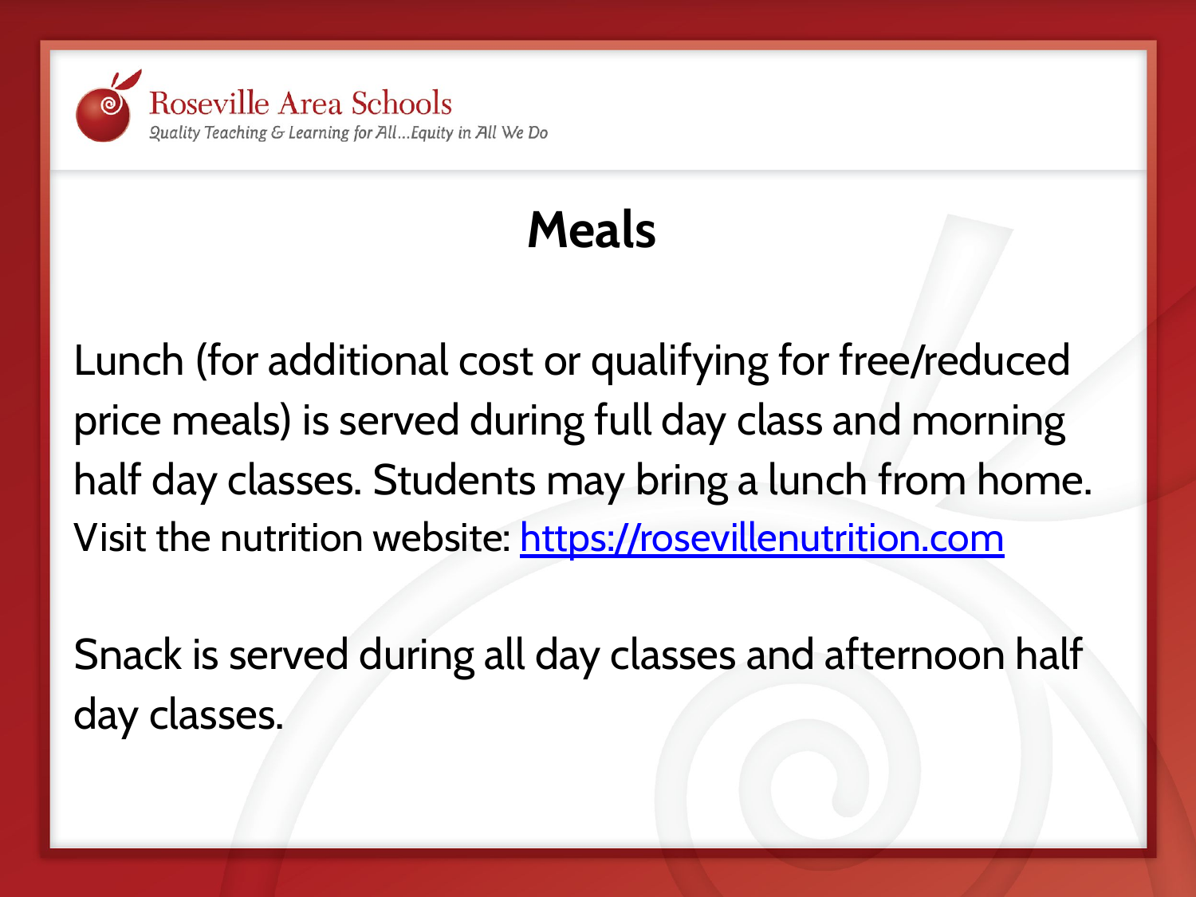Roseville Area Schools

*Quality Teaching & Learning for All...Equity in All We Do*

# Meals

Lunch (for additional cost or qualifying for free/reduced price meals) is served during full day class and morning half day classes. Students may bring a lunch from home. Visit the nutrition website: [https://rosevillenutrition.com](https://rosevillenutrition.com)

Snack is served during all day classes and afternoon half day classes.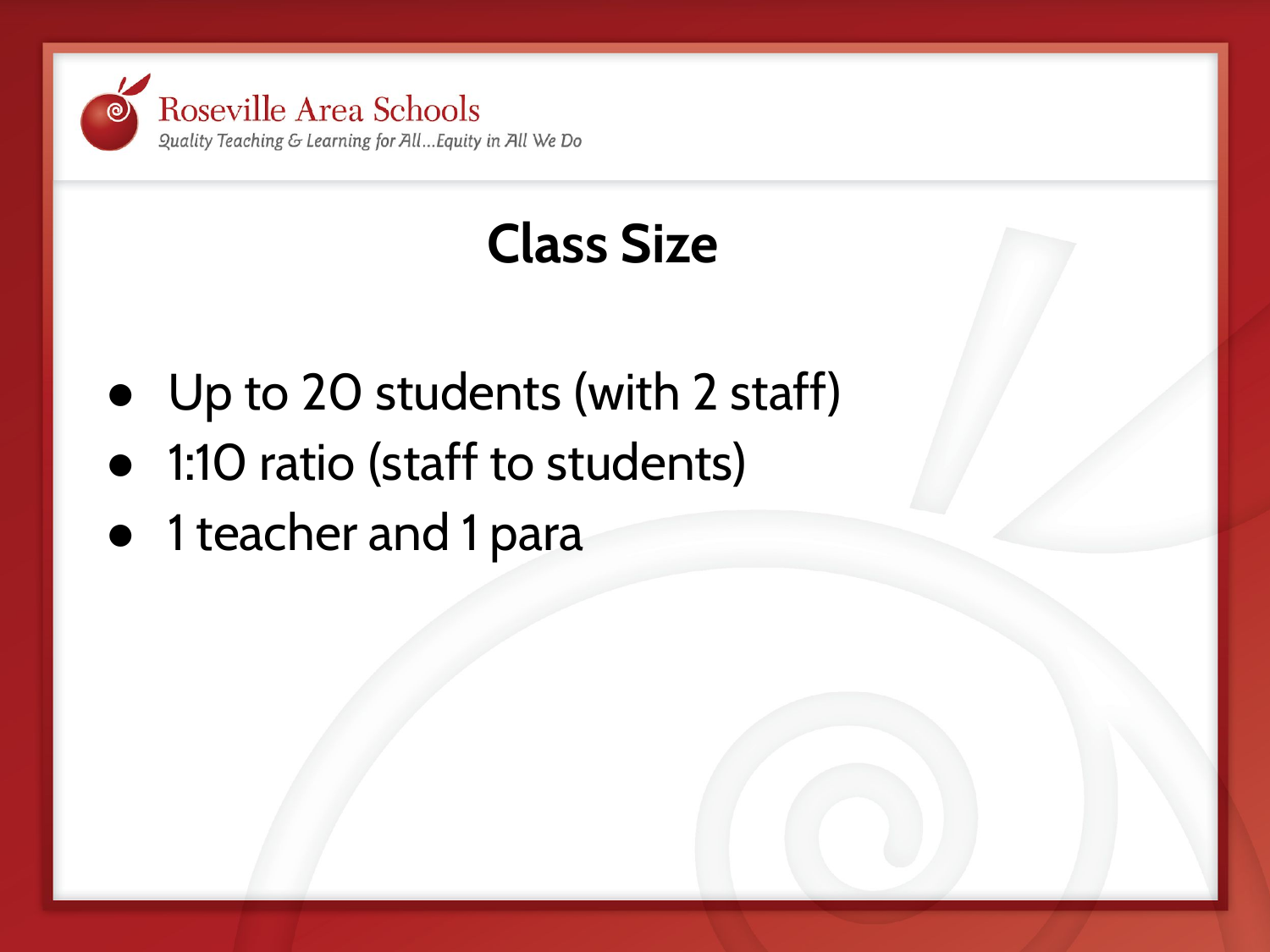Roseville Area Schools
*Quality Teaching & Learning for All...Equity in All We Do*

# Class Size

- Up to 20 students (with 2 staff)
- 1:10 ratio (staff to students)
- 1 teacher and 1 para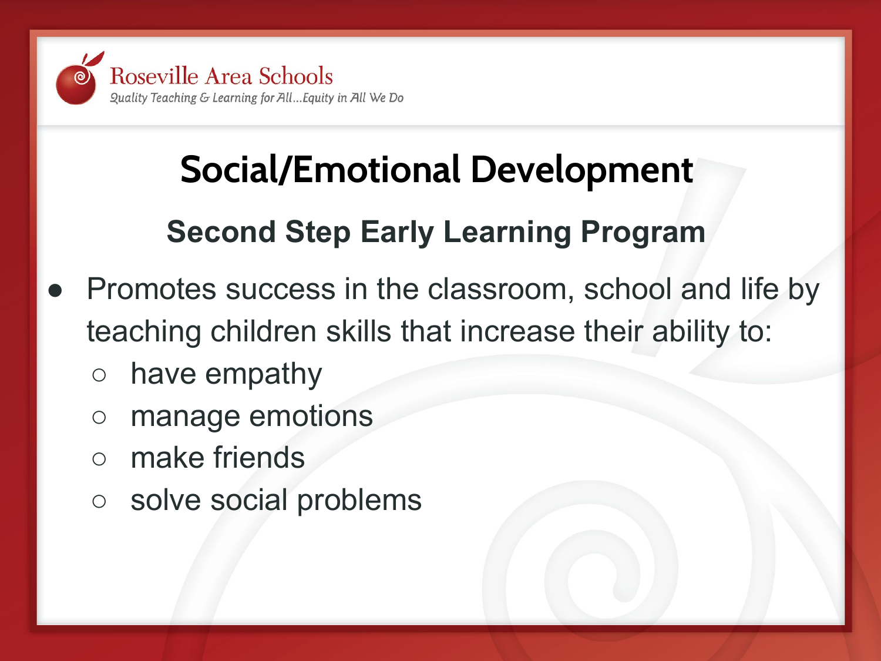# Social/Emotional Development

## Second Step Early Learning Program

- Promotes success in the classroom, school and life by teaching children skills that increase their ability to:
  - have empathy
  - manage emotions
  - make friends
  - solve social problems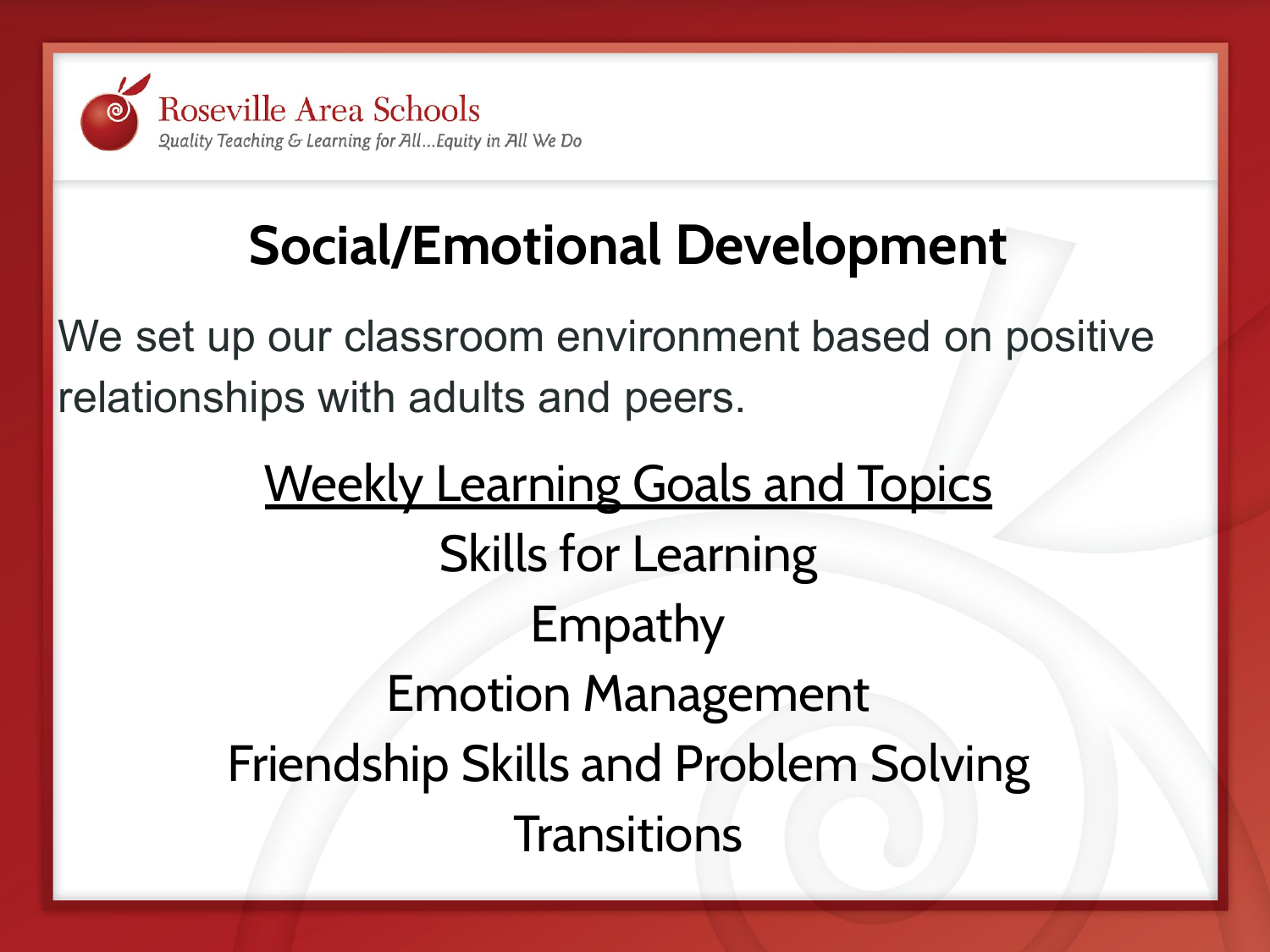Roseville Area Schools

*Quality Teaching & Learning for All...Equity in All We Do*

# Social/Emotional Development

We set up our classroom environment based on positive relationships with adults and peers.

## Weekly Learning Goals and Topics

Skills for Learning

Empathy

Emotion Management

Friendship Skills and Problem Solving

Transitions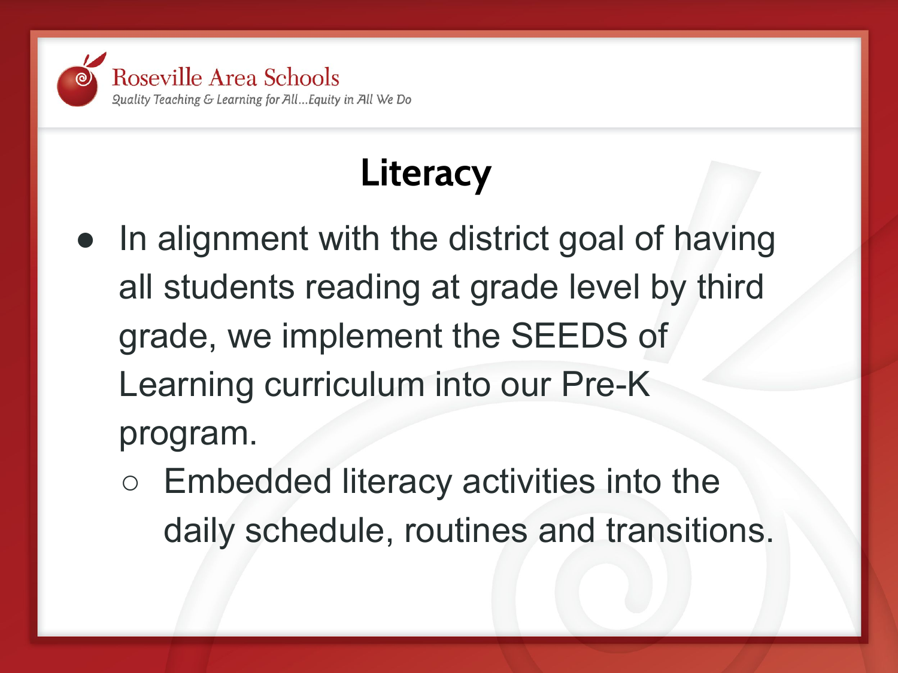Roseville Area Schools

*Quality Teaching & Learning for All...Equity in All We Do*

# Literacy

- In alignment with the district goal of having all students reading at grade level by third grade, we implement the SEEDS of Learning curriculum into our Pre-K program.
  - Embedded literacy activities into the daily schedule, routines and transitions.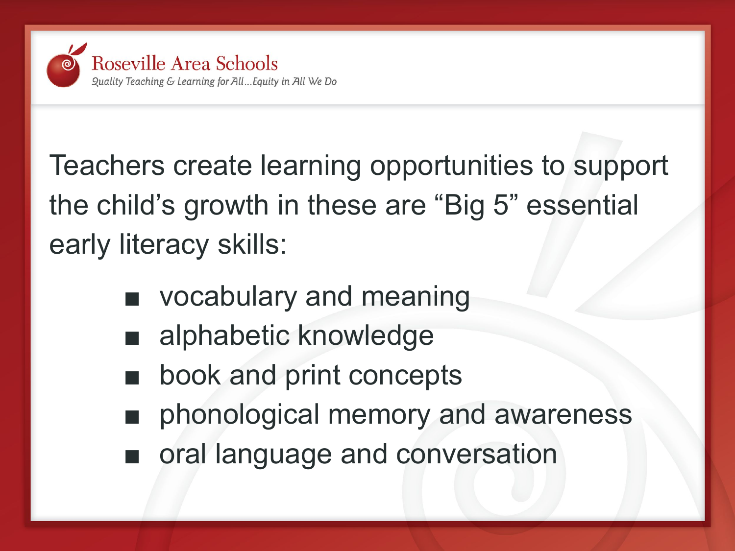Roseville Area Schools

*Quality Teaching & Learning for All...Equity in All We Do*

Teachers create learning opportunities to support the child's growth in these are "Big 5" essential early literacy skills:

- vocabulary and meaning
- alphabetic knowledge
- book and print concepts
- phonological memory and awareness
- oral language and conversation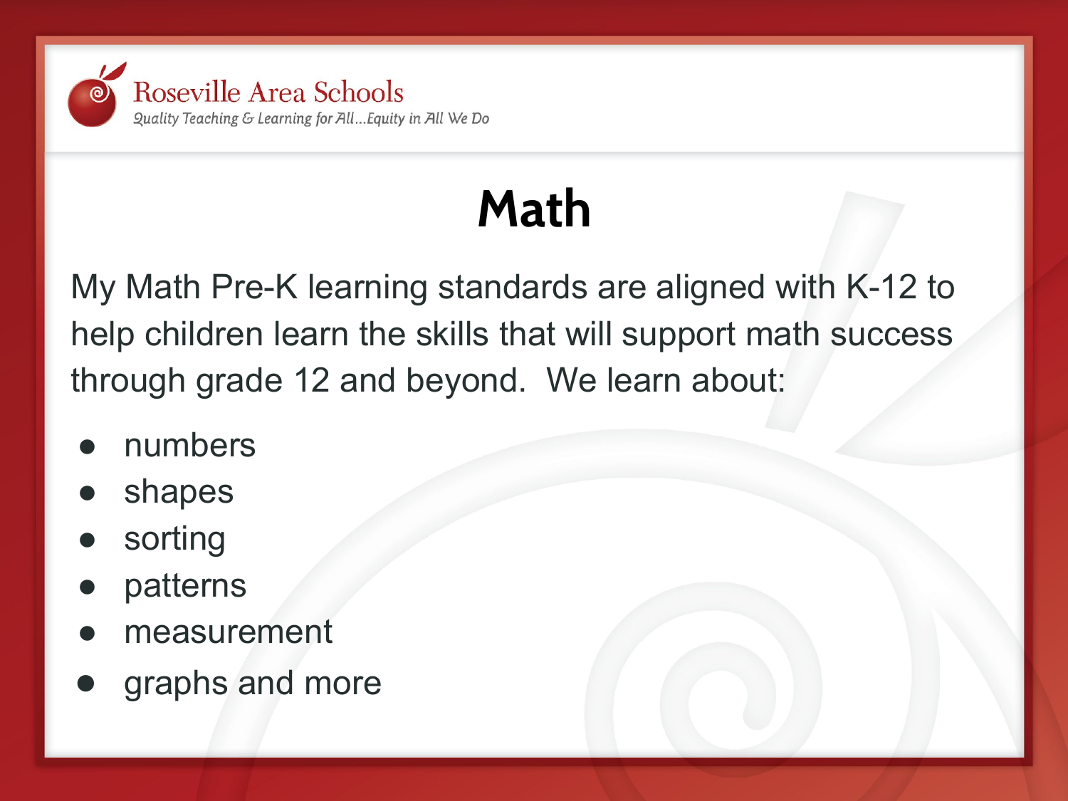Roseville Area Schools

*Quality Teaching & Learning for All...Equity in All We Do*

# Math

My Math Pre-K learning standards are aligned with K-12 to help children learn the skills that will support math success through grade 12 and beyond. We learn about:

- numbers
- shapes
- sorting
- patterns
- measurement
- graphs and more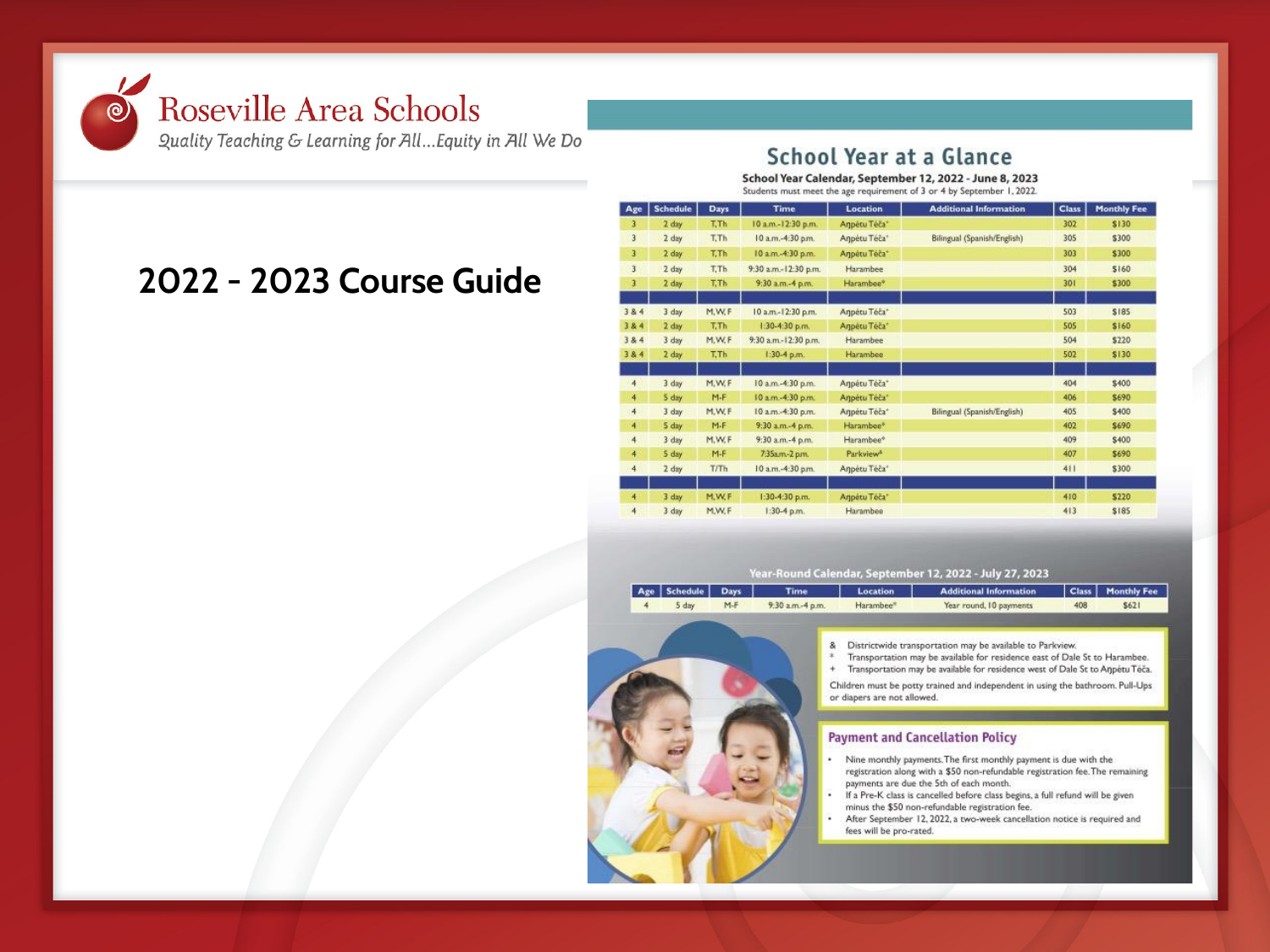# Roseville Area Schools

*Quality Teaching & Learning for All...Equity in All We Do*

## 2022 - 2023 Course Guide

## School Year at a Glance

**School Year Calendar, September 12, 2022 - June 8, 2023**

Students must meet the age requirement of 3 or 4 by September 1, 2022.

| Age | Schedule | Days | Time | Location | Additional Information | Class | Monthly Fee |
|---|---|---|---|---|---|---|---|
| 3 | 2 day | T,Th | 10 a.m.-12:30 p.m. | Aŋpétu Téca+ | | 302 | $130 |
| 3 | 2 day | T,Th | 10 a.m.-4:30 p.m. | Aŋpétu Téca+ | Bilingual (Spanish/English) | 305 | $300 |
| 3 | 2 day | T,Th | 10 a.m.-4:30 p.m. | Aŋpétu Téca+ | | 303 | $300 |
| 3 | 2 day | T,Th | 9:30 a.m.-12:30 p.m. | Harambee | | 304 | $160 |
| 3 | 2 day | T,Th | 9:30 a.m.-4 p.m. | Harambee* | | 301 | $300 |
| | | | | | | | |
| 3 & 4 | 3 day | M,W,F | 10 a.m.-12:30 p.m. | Aŋpétu Téca+ | | 503 | $185 |
| 3 & 4 | 2 day | T,Th | 1:30-4:30 p.m. | Aŋpétu Téca+ | | 505 | $160 |
| 3 & 4 | 3 day | M,W,F | 9:30 a.m.-12:30 p.m. | Harambee | | 504 | $220 |
| 3 & 4 | 2 day | T,Th | 1:30-4 p.m. | Harambee | | 502 | $130 |
| | | | | | | | |
| 4 | 3 day | M,W,F | 10 a.m.-4:30 p.m. | Aŋpétu Téca+ | | 404 | $400 |
| 4 | 5 day | M-F | 10 a.m.-4:30 p.m. | Aŋpétu Téca+ | | 406 | $690 |
| 4 | 3 day | M,W,F | 10 a.m.-4:30 p.m. | Aŋpétu Téca+ | Bilingual (Spanish/English) | 405 | $400 |
| 4 | 5 day | M-F | 9:30 a.m.-4 p.m. | Harambee* | | 402 | $690 |
| 4 | 3 day | M,W,F | 9:30 a.m.-4 p.m. | Harambee* | | 409 | $400 |
| 4 | 5 day | M-F | 7:35a.m.-2 p.m. | Parkview& | | 407 | $690 |
| 4 | 2 day | T/Th | 10 a.m.-4:30 p.m. | Aŋpétu Téca+ | | 411 | $300 |
| | | | | | | | |
| 4 | 3 day | M,W,F | 1:30-4:30 p.m. | Aŋpétu Téca+ | | 410 | $220 |
| 4 | 3 day | M,W,F | 1:30-4 p.m. | Harambee | | 413 | $185 |

**Year-Round Calendar, September 12, 2022 - July 27, 2023**

| Age | Schedule | Days | Time | Location | Additional Information | Class | Monthly Fee |
|---|---|---|---|---|---|---|---|
| 4 | 5 day | M-F | 9:30 a.m.-4 p.m. | Harambee* | Year round, 10 payments | 408 | $621 |

& Districtwide transportation may be available to Parkview.
* Transportation may be available for residence east of Dale St to Harambee.
+ Transportation may be available for residence west of Dale St to Aŋpétu Téca.

Children must be potty trained and independent in using the bathroom. Pull-Ups or diapers are not allowed.

### Payment and Cancellation Policy

- Nine monthly payments. The first monthly payment is due with the registration along with a $50 non-refundable registration fee. The remaining payments are due the 5th of each month.
- If a Pre-K class is cancelled before class begins, a full refund will be given minus the $50 non-refundable registration fee.
- After September 12, 2022, a two-week cancellation notice is required and fees will be pro-rated.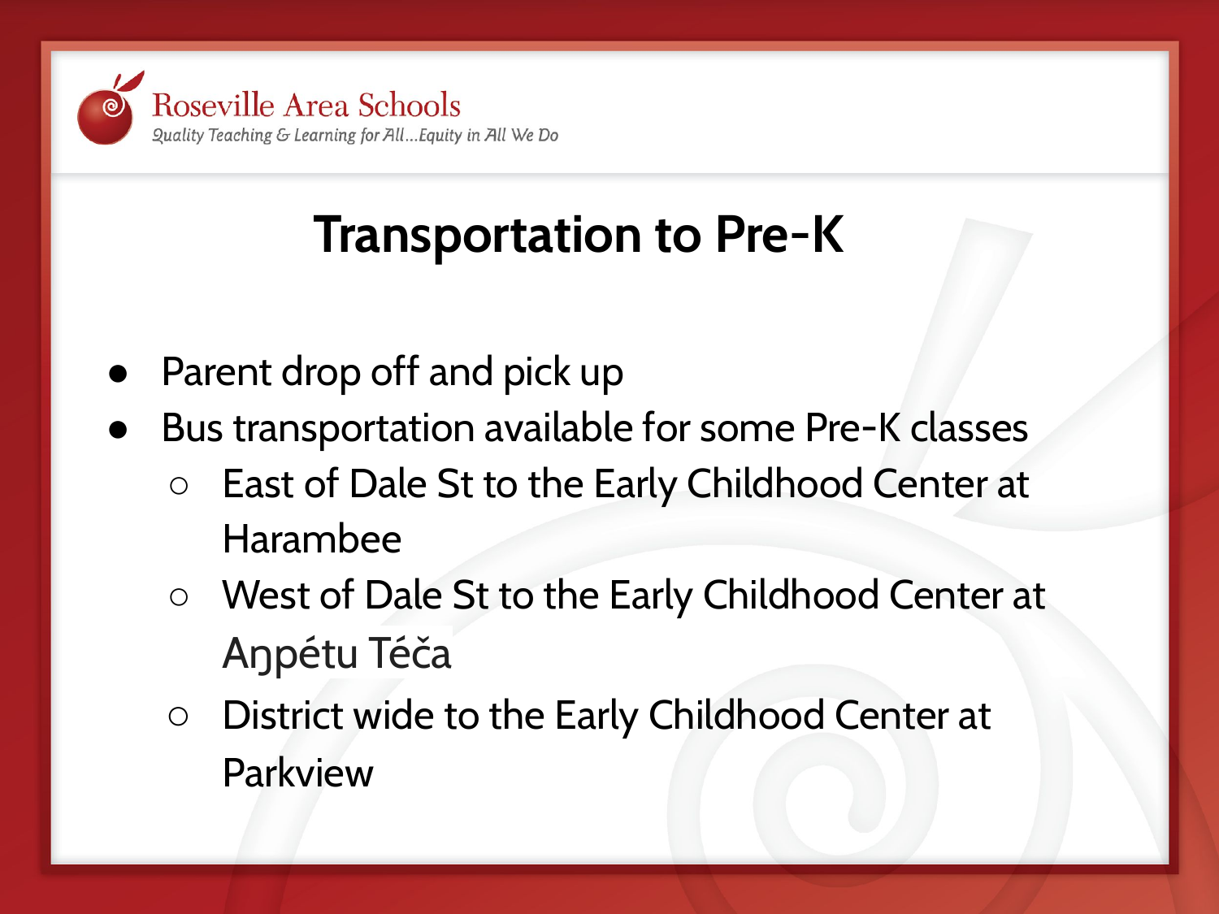Roseville Area Schools

*Quality Teaching & Learning for All...Equity in All We Do*

# Transportation to Pre-K

- Parent drop off and pick up
- Bus transportation available for some Pre-K classes
  - East of Dale St to the Early Childhood Center at Harambee
  - West of Dale St to the Early Childhood Center at Aŋpétu Téča
  - District wide to the Early Childhood Center at Parkview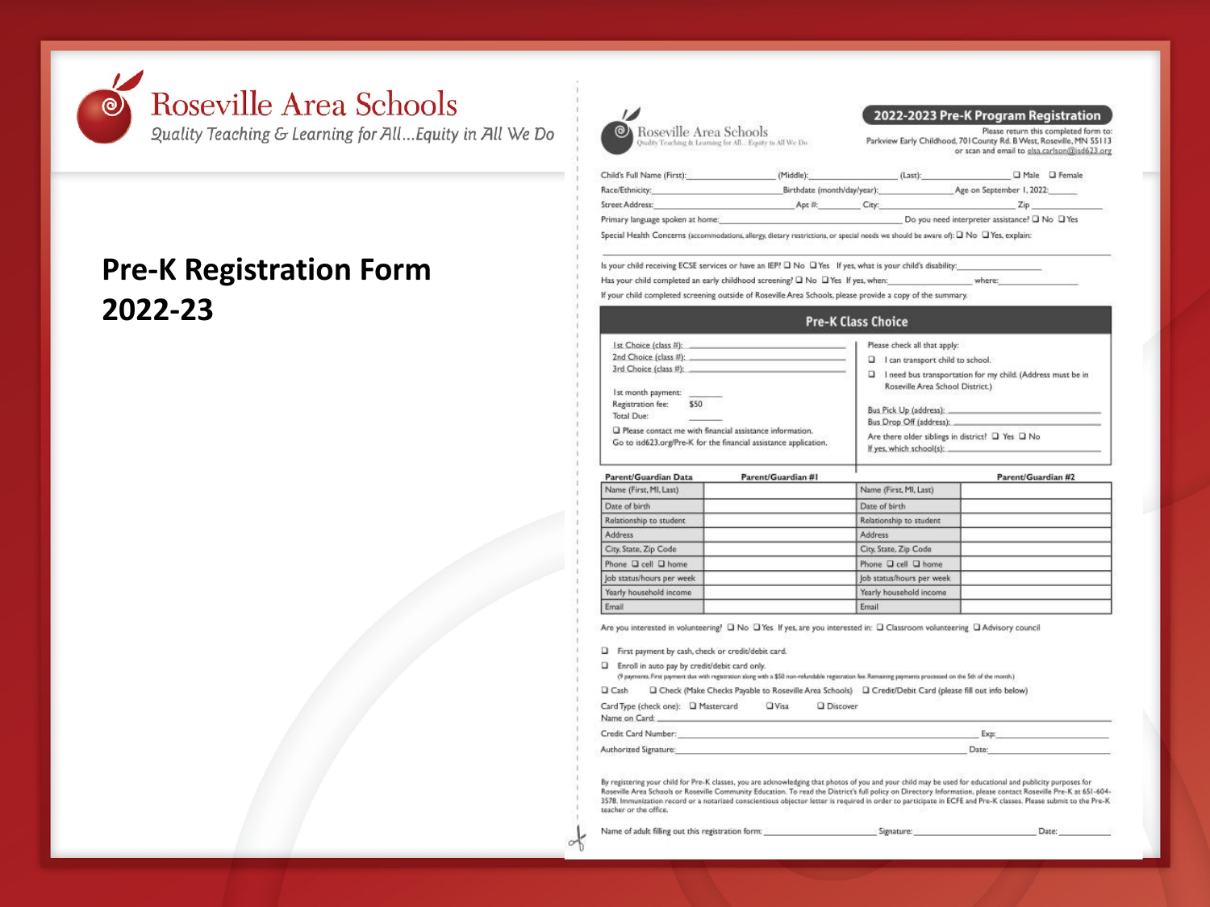# Roseville Area Schools

*Quality Teaching & Learning for All...Equity in All We Do*

## Pre-K Registration Form 2022-23

Roseville Area Schools
Quality Teaching & Learning for All... Equity in All We Do

### 2022-2023 Pre-K Program Registration

Please return this completed form to:
Parkview Early Childhood, 701 County Rd. B West, Roseville, MN 55113
or scan and email to elsa.carlson@isd623.org

Child's Full Name (First):__________ (Middle):__________ (Last):__________ ☐ Male ☐ Female

Race/Ethnicity:__________ Birthdate (month/day/year):__________ Age on September 1, 2022:______

Street Address:__________ Apt #:______ City:__________ Zip ______

Primary language spoken at home:__________ Do you need interpreter assistance? ☐ No ☐ Yes

Special Health Concerns (accommodations, allergy, dietary restrictions, or special needs we should be aware of): ☐ No ☐ Yes, explain:

Is your child receiving ECSE services or have an IEP? ☐ No ☐ Yes If yes, what is your child's disability:__________

Has your child completed an early childhood screening? ☐ No ☐ Yes If yes, when:__________ where:__________

If your child completed screening outside of Roseville Area Schools, please provide a copy of the summary.

#### Pre-K Class Choice

1st Choice (class #): __________
2nd Choice (class #): __________
3rd Choice (class #): __________

1st month payment: ______
Registration fee: $50
Total Due: ______

☐ Please contact me with financial assistance information.
Go to isd623.org/Pre-K for the financial assistance application.

Please check all that apply:

☐ I can transport child to school.
☐ I need bus transportation for my child. (Address must be in Roseville Area School District.)

Bus Pick Up (address): __________
Bus Drop Off (address): __________
Are there older siblings in district? ☐ Yes ☐ No
If yes, which school(s): __________

| Parent/Guardian Data | Parent/Guardian #1 | | Parent/Guardian #2 |
|---|---|---|---|
| Name (First, MI, Last) | | Name (First, MI, Last) | |
| Date of birth | | Date of birth | |
| Relationship to student | | Relationship to student | |
| Address | | Address | |
| City, State, Zip Code | | City, State, Zip Code | |
| Phone ☐ cell ☐ home | | Phone ☐ cell ☐ home | |
| Job status/hours per week | | Job status/hours per week | |
| Yearly household income | | Yearly household income | |
| Email | | Email | |

Are you interested in volunteering? ☐ No ☐ Yes If yes, are you interested in: ☐ Classroom volunteering ☐ Advisory council

☐ First payment by cash, check or credit/debit card.

☐ Enroll in auto pay by credit/debit card only.
(9 payments. First payment due with registration along with a $50 non-refundable registration fee. Remaining payments processed on the 5th of the month.)

☐ Cash ☐ Check (Make Checks Payable to Roseville Area Schools) ☐ Credit/Debit Card (please fill out info below)

Card Type (check one): ☐ Mastercard ☐ Visa ☐ Discover

Name on Card: __________

Credit Card Number: __________ Exp:__________

Authorized Signature:__________ Date:__________

By registering your child for Pre-K classes, you are acknowledging that photos of you and your child may be used for educational and publicity purposes for Roseville Area Schools or Roseville Community Education. To read the District's full policy on Directory Information, please contact Roseville Pre-K at 651-604-3578. Immunization record or a notarized conscientious objector letter is required in order to participate in ECFE and Pre-K classes. Please submit to the Pre-K teacher or the office.

Name of adult filling out this registration form: __________ Signature: __________ Date: __________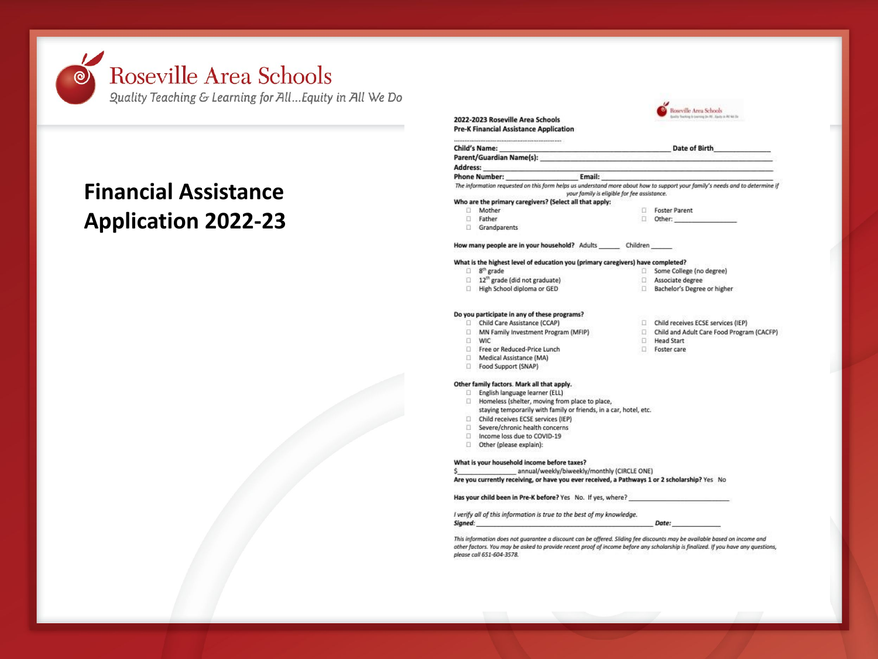# Roseville Area Schools

*Quality Teaching & Learning for All…Equity in All We Do*

## Financial Assistance Application 2022-23

**2022-2023 Roseville Area Schools**
**Pre-K Financial Assistance Application**

**Child's Name:** ______________________________ **Date of Birth** ______________

**Parent/Guardian Name(s):** ______________________________

**Address:** ______________________________

**Phone Number:** ______________ **Email:** ______________________________

*The information requested on this form helps us understand more about how to support your family's needs and to determine if your family is eligible for fee assistance.*

**Who are the primary caregivers? (Select all that apply:**

- ☐ Mother
- ☐ Father
- ☐ Grandparents
- ☐ Foster Parent
- ☐ Other: ______________

**How many people are in your household?** Adults _____ Children _____

**What is the highest level of education you (primary caregivers) have completed?**

- ☐ 8th grade
- ☐ 12th grade (did not graduate)
- ☐ High School diploma or GED
- ☐ Some College (no degree)
- ☐ Associate degree
- ☐ Bachelor's Degree or higher

**Do you participate in any of these programs?**

- ☐ Child Care Assistance (CCAP)
- ☐ MN Family Investment Program (MFIP)
- ☐ WIC
- ☐ Free or Reduced-Price Lunch
- ☐ Medical Assistance (MA)
- ☐ Food Support (SNAP)
- ☐ Child receives ECSE services (IEP)
- ☐ Child and Adult Care Food Program (CACFP)
- ☐ Head Start
- ☐ Foster care

**Other family factors. Mark all that apply.**

- ☐ English language learner (ELL)
- ☐ Homeless (shelter, moving from place to place, staying temporarily with family or friends, in a car, hotel, etc.
- ☐ Child receives ECSE services (IEP)
- ☐ Severe/chronic health concerns
- ☐ Income loss due to COVID-19
- ☐ Other (please explain):

**What is your household income before taxes?**

$______________ annual/weekly/biweekly/monthly (CIRCLE ONE)

**Are you currently receiving, or have you ever received, a Pathways 1 or 2 scholarship?** Yes No

**Has your child been in Pre-K before?** Yes No. If yes, where? ______________________

*I verify all of this information is true to the best of my knowledge.*

***Signed:*** ______________________________ ***Date:*** ____________

*This information does not guarantee a discount can be offered. Sliding fee discounts may be available based on income and other factors. You may be asked to provide recent proof of income before any scholarship is finalized. If you have any questions, please call 651-604-3578.*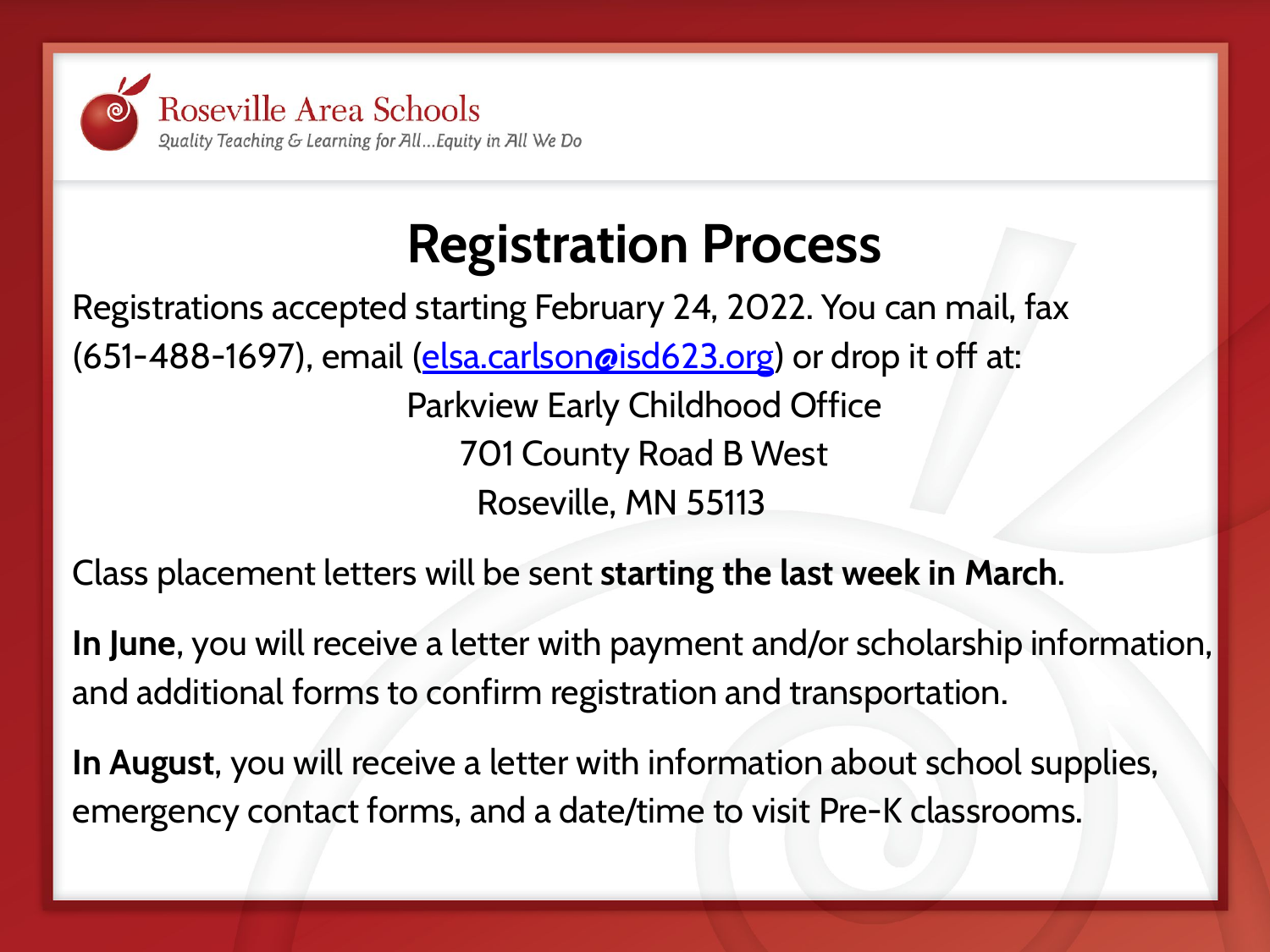Roseville Area Schools
*Quality Teaching & Learning for All…Equity in All We Do*

# Registration Process

Registrations accepted starting February 24, 2022. You can mail, fax (651-488-1697), email (elsa.carlson@isd623.org) or drop it off at:

Parkview Early Childhood Office
701 County Road B West
Roseville, MN 55113

Class placement letters will be sent **starting the last week in March**.

**In June**, you will receive a letter with payment and/or scholarship information, and additional forms to confirm registration and transportation.

**In August**, you will receive a letter with information about school supplies, emergency contact forms, and a date/time to visit Pre-K classrooms.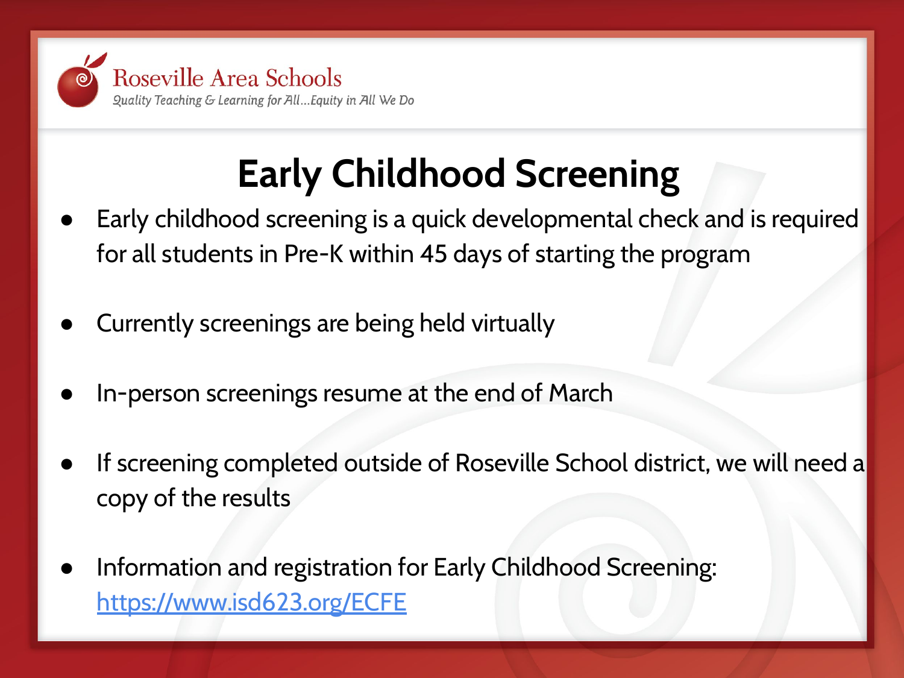Roseville Area Schools

*Quality Teaching & Learning for All...Equity in All We Do*

# Early Childhood Screening

- Early childhood screening is a quick developmental check and is required for all students in Pre-K within 45 days of starting the program
- Currently screenings are being held virtually
- In-person screenings resume at the end of March
- If screening completed outside of Roseville School district, we will need a copy of the results
- Information and registration for Early Childhood Screening: [https://www.isd623.org/ECFE](https://www.isd623.org/ECFE)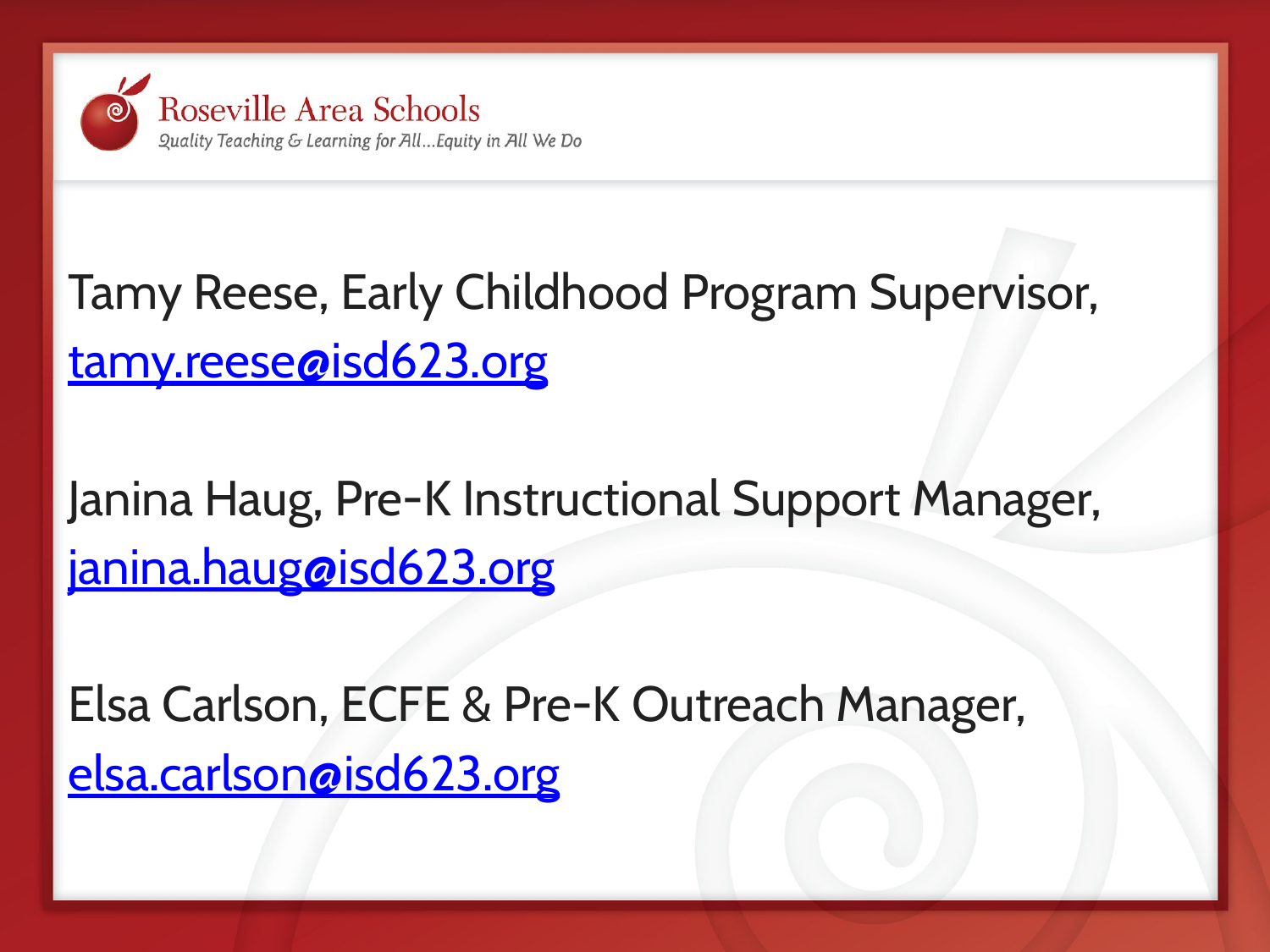Roseville Area Schools

*Quality Teaching & Learning for All…Equity in All We Do*

Tamy Reese, Early Childhood Program Supervisor, tamy.reese@isd623.org

Janina Haug, Pre-K Instructional Support Manager, janina.haug@isd623.org

Elsa Carlson, ECFE & Pre-K Outreach Manager, elsa.carlson@isd623.org